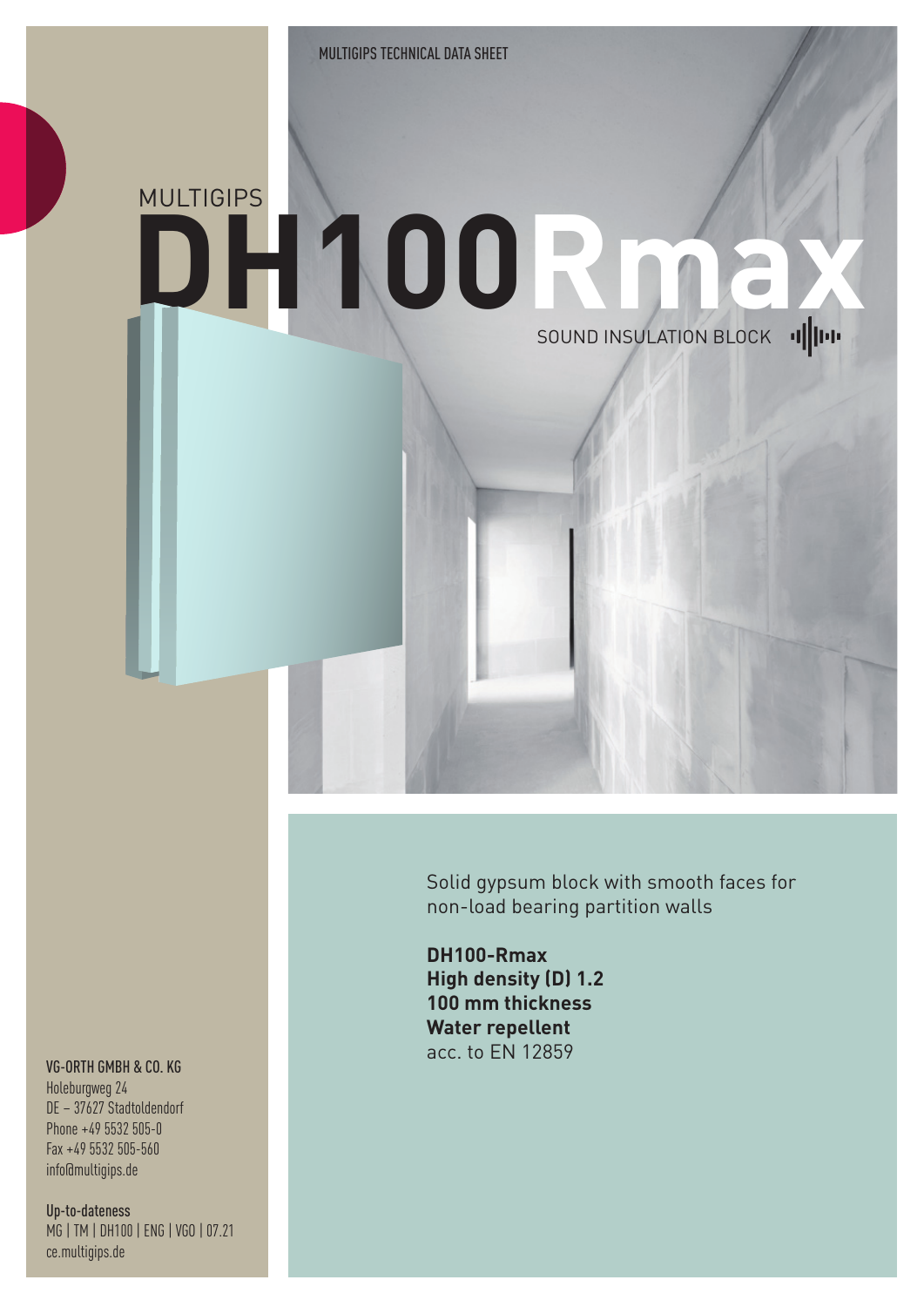MULTIGIPS TECHNICAL DATA SHEET

MULTIGIPS

# DH100Rmax

SOUND INSULATION BLOCK

Solid gypsum block with smooth faces for non-load bearing partition walls

**DH100-Rmax**
**High density (D) 1.2**
**100 mm thickness**
**Water repellent**
acc. to EN 12859

VG-ORTH GMBH & CO. KG
Holeburgweg 24
DE – 37627 Stadtoldendorf
Phone +49 5532 505-0
Fax +49 5532 505-560
info@multigips.de

Up-to-dateness
MG | TM | DH100 | ENG | VGO | 07.21
ce.multigips.de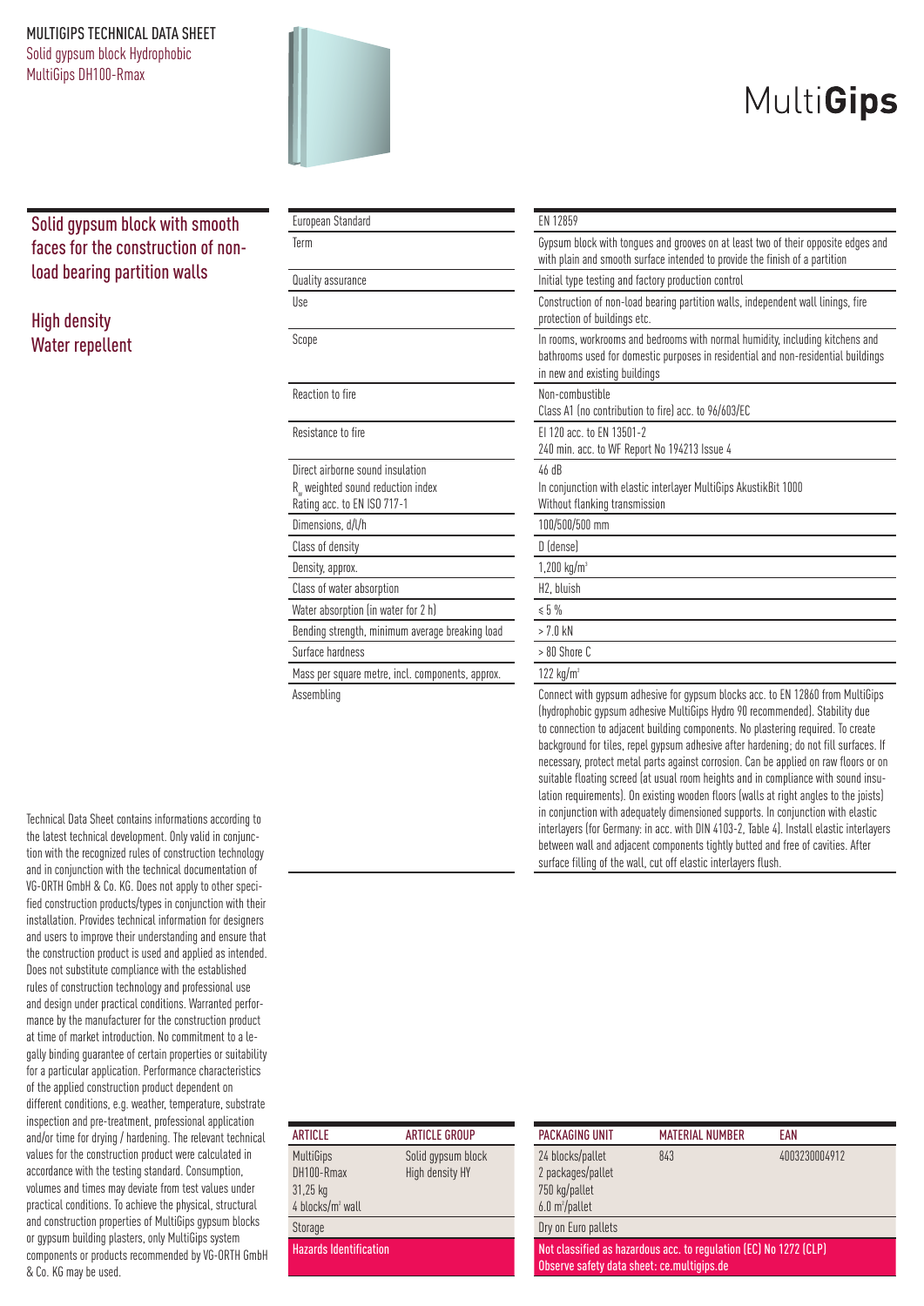MULTIGIPS TECHNICAL DATA SHEET
Solid gypsum block Hydrophobic
MultiGips DH100-Rmax

MultiGips

## Solid gypsum block with smooth faces for the construction of non-load bearing partition walls

## High density
## Water repellent

| | |
|---|---|
| European Standard | EN 12859 |
| Term | Gypsum block with tongues and grooves on at least two of their opposite edges and with plain and smooth surface intended to provide the finish of a partition |
| Quality assurance | Initial type testing and factory production control |
| Use | Construction of non-load bearing partition walls, independent wall linings, fire protection of buildings etc. |
| Scope | In rooms, workrooms and bedrooms with normal humidity, including kitchens and bathrooms used for domestic purposes in residential and non-residential buildings in new and existing buildings |
| Reaction to fire | Non-combustible<br>Class A1 (no contribution to fire) acc. to 96/603/EC |
| Resistance to fire | EI 120 acc. to EN 13501-2<br>240 min. acc. to WF Report No 194213 Issue 4 |
| Direct airborne sound insulation<br>$R_w$ weighted sound reduction index<br>Rating acc. to EN ISO 717-1 | 46 dB<br>In conjunction with elastic interlayer MultiGips AkustikBit 1000<br>Without flanking transmission |
| Dimensions, d/l/h | 100/500/500 mm |
| Class of density | D (dense) |
| Density, approx. | 1,200 kg/m³ |
| Class of water absorption | H2, bluish |
| Water absorption (in water for 2 h) | ≤ 5 % |
| Bending strength, minimum average breaking load | > 7.0 kN |
| Surface hardness | > 80 Shore C |
| Mass per square metre, incl. components, approx. | 122 kg/m² |
| Assembling | Connect with gypsum adhesive for gypsum blocks acc. to EN 12860 from MultiGips (hydrophobic gypsum adhesive MultiGips Hydro 90 recommended). Stability due to connection to adjacent building components. No plastering required. To create background for tiles, repel gypsum adhesive after hardening; do not fill surfaces. If necessary, protect metal parts against corrosion. Can be applied on raw floors or on suitable floating screed (at usual room heights and in compliance with sound insulation requirements). On existing wooden floors (walls at right angles to the joists) in conjunction with adequately dimensioned supports. In conjunction with elastic interlayers (for Germany: in acc. with DIN 4103-2, Table 4). Install elastic interlayers between wall and adjacent components tightly butted and free of cavities. After surface filling of the wall, cut off elastic interlayers flush. |

Technical Data Sheet contains informations according to the latest technical development. Only valid in conjunction with the recognized rules of construction technology and in conjunction with the technical documentation of VG-ORTH GmbH & Co. KG. Does not apply to other specified construction products/types in conjunction with their installation. Provides technical information for designers and users to improve their understanding and ensure that the construction product is used and applied as intended. Does not substitute compliance with the established rules of construction technology and professional use and design under practical conditions. Warranted performance by the manufacturer for the construction product at time of market introduction. No commitment to a legally binding guarantee of certain properties or suitability for a particular application. Performance characteristics of the applied construction product dependent on different conditions, e.g. weather, temperature, substrate inspection and pre-treatment, professional application and/or time for drying / hardening. The relevant technical values for the construction product were calculated in accordance with the testing standard. Consumption, volumes and times may deviate from test values under practical conditions. To achieve the physical, structural and construction properties of MultiGips gypsum blocks or gypsum building plasters, only MultiGips system components or products recommended by VG-ORTH GmbH & Co. KG may be used.

| ARTICLE | ARTICLE GROUP | PACKAGING UNIT | MATERIAL NUMBER | EAN |
|---|---|---|---|---|
| MultiGips<br>DH100-Rmax<br>31,25 kg<br>4 blocks/m² wall | Solid gypsum block<br>High density HY | 24 blocks/pallet<br>2 packages/pallet<br>750 kg/pallet<br>6.0 m²/pallet | 843 | 4003230004912 |
| Storage | | Dry on Euro pallets | | |
| Hazards Identification | | Not classified as hazardous acc. to regulation (EC) No 1272 (CLP)<br>Observe safety data sheet: ce.multigips.de | | |